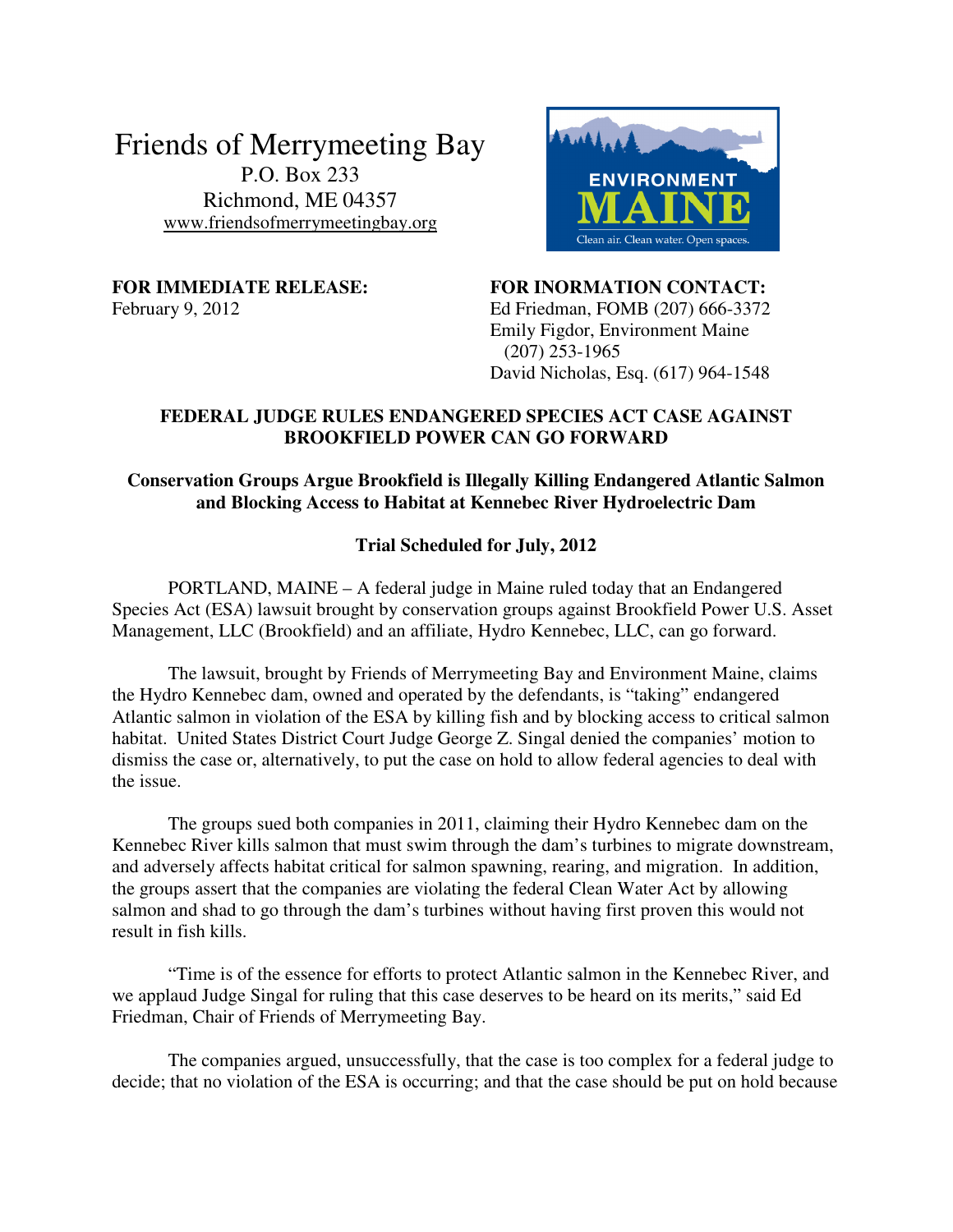# Friends of Merrymeeting Bay

P.O. Box 233
Richmond, ME 04357
www.friendsofmerrymeetingbay.org

ENVIRONMENT MAINE
Clean air. Clean water. Open spaces.

**FOR IMMEDIATE RELEASE:**
February 9, 2012

**FOR INORMATION CONTACT:**
Ed Friedman, FOMB (207) 666-3372
Emily Figdor, Environment Maine (207) 253-1965
David Nicholas, Esq. (617) 964-1548

## FEDERAL JUDGE RULES ENDANGERED SPECIES ACT CASE AGAINST BROOKFIELD POWER CAN GO FORWARD

### Conservation Groups Argue Brookfield is Illegally Killing Endangered Atlantic Salmon and Blocking Access to Habitat at Kennebec River Hydroelectric Dam

### Trial Scheduled for July, 2012

PORTLAND, MAINE – A federal judge in Maine ruled today that an Endangered Species Act (ESA) lawsuit brought by conservation groups against Brookfield Power U.S. Asset Management, LLC (Brookfield) and an affiliate, Hydro Kennebec, LLC, can go forward.

The lawsuit, brought by Friends of Merrymeeting Bay and Environment Maine, claims the Hydro Kennebec dam, owned and operated by the defendants, is "taking" endangered Atlantic salmon in violation of the ESA by killing fish and by blocking access to critical salmon habitat. United States District Court Judge George Z. Singal denied the companies' motion to dismiss the case or, alternatively, to put the case on hold to allow federal agencies to deal with the issue.

The groups sued both companies in 2011, claiming their Hydro Kennebec dam on the Kennebec River kills salmon that must swim through the dam's turbines to migrate downstream, and adversely affects habitat critical for salmon spawning, rearing, and migration. In addition, the groups assert that the companies are violating the federal Clean Water Act by allowing salmon and shad to go through the dam's turbines without having first proven this would not result in fish kills.

"Time is of the essence for efforts to protect Atlantic salmon in the Kennebec River, and we applaud Judge Singal for ruling that this case deserves to be heard on its merits," said Ed Friedman, Chair of Friends of Merrymeeting Bay.

The companies argued, unsuccessfully, that the case is too complex for a federal judge to decide; that no violation of the ESA is occurring; and that the case should be put on hold because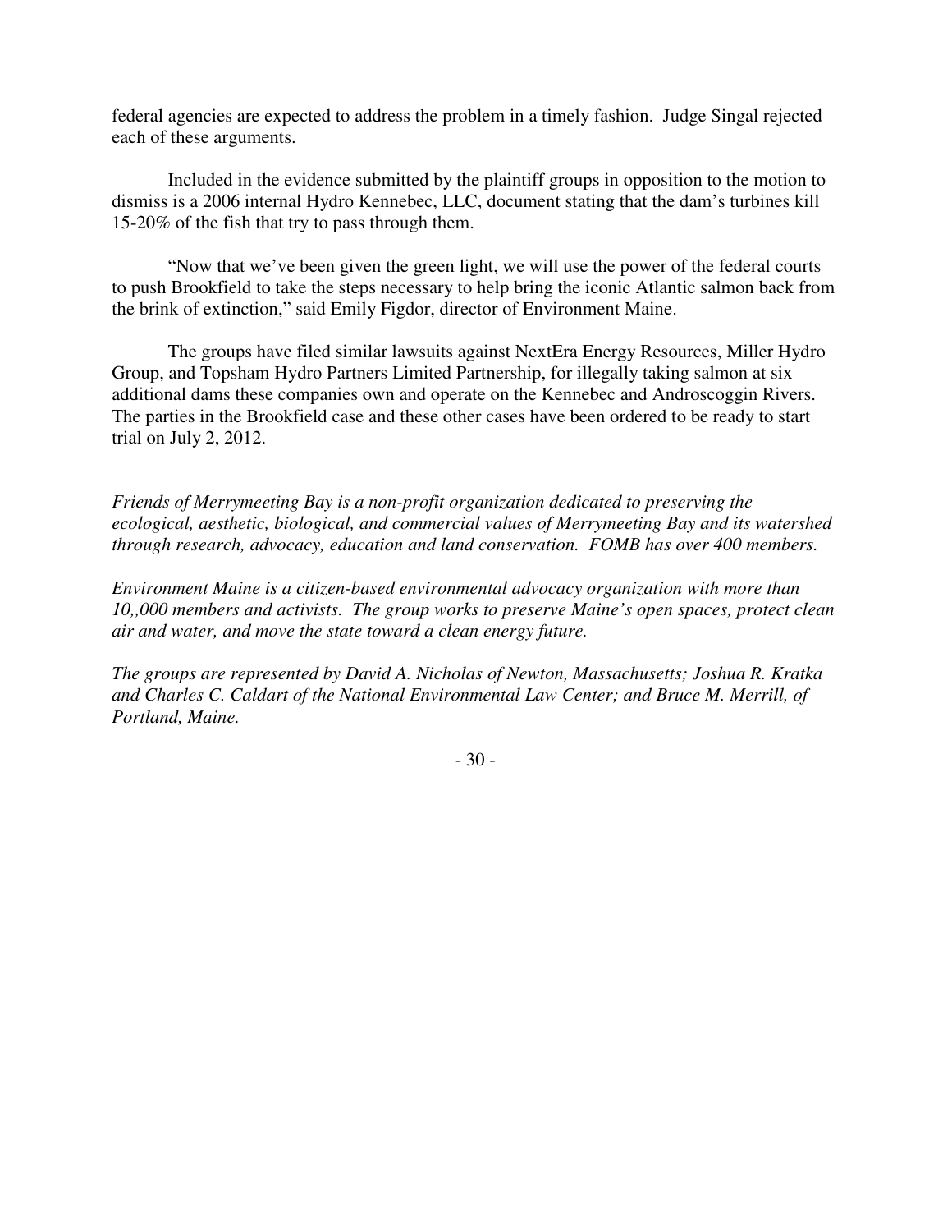federal agencies are expected to address the problem in a timely fashion. Judge Singal rejected each of these arguments.

Included in the evidence submitted by the plaintiff groups in opposition to the motion to dismiss is a 2006 internal Hydro Kennebec, LLC, document stating that the dam's turbines kill 15-20% of the fish that try to pass through them.

"Now that we've been given the green light, we will use the power of the federal courts to push Brookfield to take the steps necessary to help bring the iconic Atlantic salmon back from the brink of extinction," said Emily Figdor, director of Environment Maine.

The groups have filed similar lawsuits against NextEra Energy Resources, Miller Hydro Group, and Topsham Hydro Partners Limited Partnership, for illegally taking salmon at six additional dams these companies own and operate on the Kennebec and Androscoggin Rivers. The parties in the Brookfield case and these other cases have been ordered to be ready to start trial on July 2, 2012.

*Friends of Merrymeeting Bay is a non-profit organization dedicated to preserving the ecological, aesthetic, biological, and commercial values of Merrymeeting Bay and its watershed through research, advocacy, education and land conservation. FOMB has over 400 members.*

*Environment Maine is a citizen-based environmental advocacy organization with more than 10,,000 members and activists. The group works to preserve Maine's open spaces, protect clean air and water, and move the state toward a clean energy future.*

*The groups are represented by David A. Nicholas of Newton, Massachusetts; Joshua R. Kratka and Charles C. Caldart of the National Environmental Law Center; and Bruce M. Merrill, of Portland, Maine.*

- 30 -